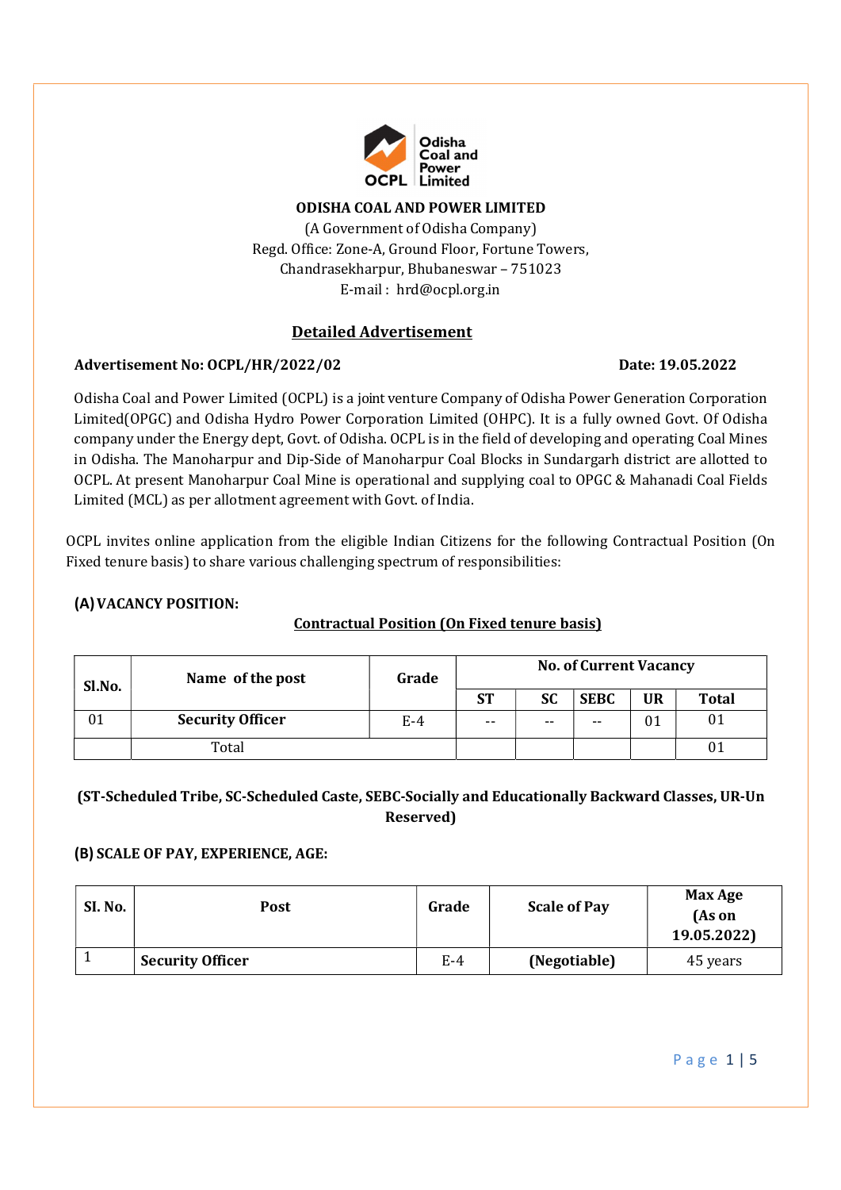**ODISHA COAL AND POWER LIMITED**

(A Government of Odisha Company)
Regd. Office: Zone-A, Ground Floor, Fortune Towers,
Chandrasekharpur, Bhubaneswar – 751023
E-mail : hrd@ocpl.org.in

## Detailed Advertisement

**Advertisement No: OCPL/HR/2022/02** **Date: 19.05.2022**

Odisha Coal and Power Limited (OCPL) is a joint venture Company of Odisha Power Generation Corporation Limited(OPGC) and Odisha Hydro Power Corporation Limited (OHPC). It is a fully owned Govt. Of Odisha company under the Energy dept, Govt. of Odisha. OCPL is in the field of developing and operating Coal Mines in Odisha. The Manoharpur and Dip-Side of Manoharpur Coal Blocks in Sundargarh district are allotted to OCPL. At present Manoharpur Coal Mine is operational and supplying coal to OPGC & Mahanadi Coal Fields Limited (MCL) as per allotment agreement with Govt. of India.

OCPL invites online application from the eligible Indian Citizens for the following Contractual Position (On Fixed tenure basis) to share various challenging spectrum of responsibilities:

### (A) VACANCY POSITION:

**Contractual Position (On Fixed tenure basis)**

| Sl.No. | Name of the post | Grade | No. of Current Vacancy | | | | |
|---|---|---|---|---|---|---|---|
| | | | ST | SC | SEBC | UR | Total |
| 01 | **Security Officer** | E-4 | -- | -- | -- | 01 | 01 |
| | Total | | | | | | 01 |

**(ST-Scheduled Tribe, SC-Scheduled Caste, SEBC-Socially and Educationally Backward Classes, UR-Un Reserved)**

### (B) SCALE OF PAY, EXPERIENCE, AGE:

| SI. No. | Post | Grade | Scale of Pay | Max Age (As on 19.05.2022) |
|---|---|---|---|---|
| 1 | **Security Officer** | E-4 | **(Negotiable)** | 45 years |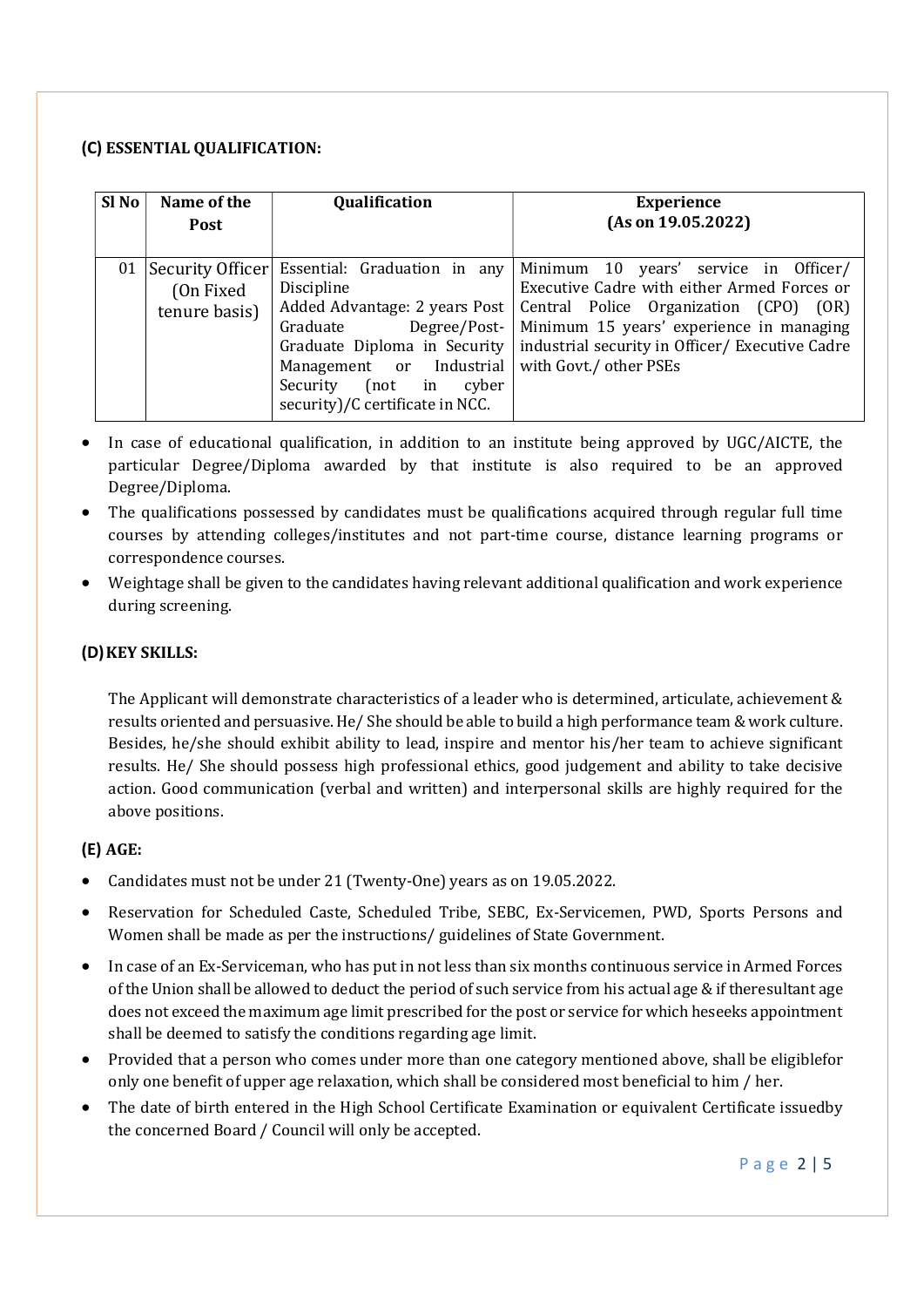### (C) ESSENTIAL QUALIFICATION:

| Sl No | Name of the Post | Qualification | Experience (As on 19.05.2022) |
|---|---|---|---|
| 01 | Security Officer (On Fixed tenure basis) | Essential: Graduation in any Discipline<br>Added Advantage: 2 years Post Graduate Degree/Post-Graduate Diploma in Security Management or Industrial Security (not in cyber security)/C certificate in NCC. | Minimum 10 years' service in Officer/ Executive Cadre with either Armed Forces or Central Police Organization (CPO) (OR) Minimum 15 years' experience in managing industrial security in Officer/ Executive Cadre with Govt./ other PSEs |

- In case of educational qualification, in addition to an institute being approved by UGC/AICTE, the particular Degree/Diploma awarded by that institute is also required to be an approved Degree/Diploma.
- The qualifications possessed by candidates must be qualifications acquired through regular full time courses by attending colleges/institutes and not part-time course, distance learning programs or correspondence courses.
- Weightage shall be given to the candidates having relevant additional qualification and work experience during screening.

### (D) KEY SKILLS:

The Applicant will demonstrate characteristics of a leader who is determined, articulate, achievement & results oriented and persuasive. He/ She should be able to build a high performance team & work culture. Besides, he/she should exhibit ability to lead, inspire and mentor his/her team to achieve significant results. He/ She should possess high professional ethics, good judgement and ability to take decisive action. Good communication (verbal and written) and interpersonal skills are highly required for the above positions.

### (E) AGE:

- Candidates must not be under 21 (Twenty-One) years as on 19.05.2022.
- Reservation for Scheduled Caste, Scheduled Tribe, SEBC, Ex-Servicemen, PWD, Sports Persons and Women shall be made as per the instructions/ guidelines of State Government.
- In case of an Ex-Serviceman, who has put in not less than six months continuous service in Armed Forces of the Union shall be allowed to deduct the period of such service from his actual age & if theresultant age does not exceed the maximum age limit prescribed for the post or service for which heseeks appointment shall be deemed to satisfy the conditions regarding age limit.
- Provided that a person who comes under more than one category mentioned above, shall be eligiblefor only one benefit of upper age relaxation, which shall be considered most beneficial to him / her.
- The date of birth entered in the High School Certificate Examination or equivalent Certificate issuedby the concerned Board / Council will only be accepted.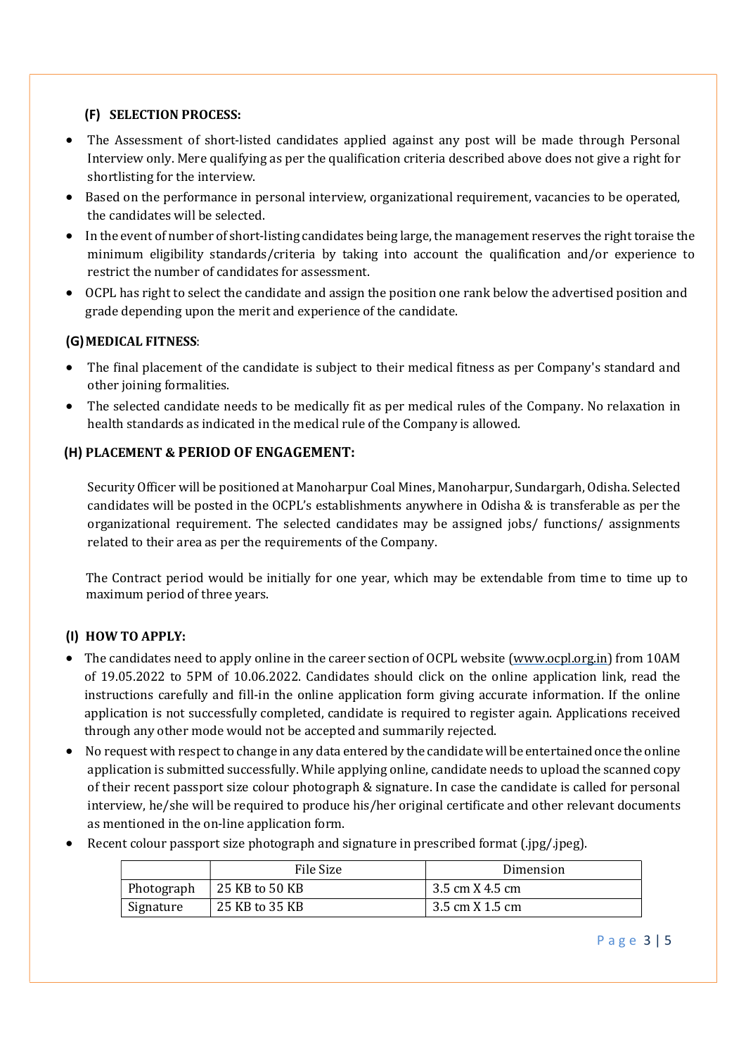### (F) SELECTION PROCESS:

- The Assessment of short-listed candidates applied against any post will be made through Personal Interview only. Mere qualifying as per the qualification criteria described above does not give a right for shortlisting for the interview.
- Based on the performance in personal interview, organizational requirement, vacancies to be operated, the candidates will be selected.
- In the event of number of short-listing candidates being large, the management reserves the right toraise the minimum eligibility standards/criteria by taking into account the qualification and/or experience to restrict the number of candidates for assessment.
- OCPL has right to select the candidate and assign the position one rank below the advertised position and grade depending upon the merit and experience of the candidate.

### (G) MEDICAL FITNESS:

- The final placement of the candidate is subject to their medical fitness as per Company's standard and other joining formalities.
- The selected candidate needs to be medically fit as per medical rules of the Company. No relaxation in health standards as indicated in the medical rule of the Company is allowed.

### (H) PLACEMENT & PERIOD OF ENGAGEMENT:

Security Officer will be positioned at Manoharpur Coal Mines, Manoharpur, Sundargarh, Odisha. Selected candidates will be posted in the OCPL's establishments anywhere in Odisha & is transferable as per the organizational requirement. The selected candidates may be assigned jobs/ functions/ assignments related to their area as per the requirements of the Company.

The Contract period would be initially for one year, which may be extendable from time to time up to maximum period of three years.

### (I) HOW TO APPLY:

- The candidates need to apply online in the career section of OCPL website (www.ocpl.org.in) from 10AM of 19.05.2022 to 5PM of 10.06.2022. Candidates should click on the online application link, read the instructions carefully and fill-in the online application form giving accurate information. If the online application is not successfully completed, candidate is required to register again. Applications received through any other mode would not be accepted and summarily rejected.
- No request with respect to change in any data entered by the candidate will be entertained once the online application is submitted successfully. While applying online, candidate needs to upload the scanned copy of their recent passport size colour photograph & signature. In case the candidate is called for personal interview, he/she will be required to produce his/her original certificate and other relevant documents as mentioned in the on-line application form.
- Recent colour passport size photograph and signature in prescribed format (.jpg/.jpeg).

| | File Size | Dimension |
|---|---|---|
| Photograph | 25 KB to 50 KB | 3.5 cm X 4.5 cm |
| Signature | 25 KB to 35 KB | 3.5 cm X 1.5 cm |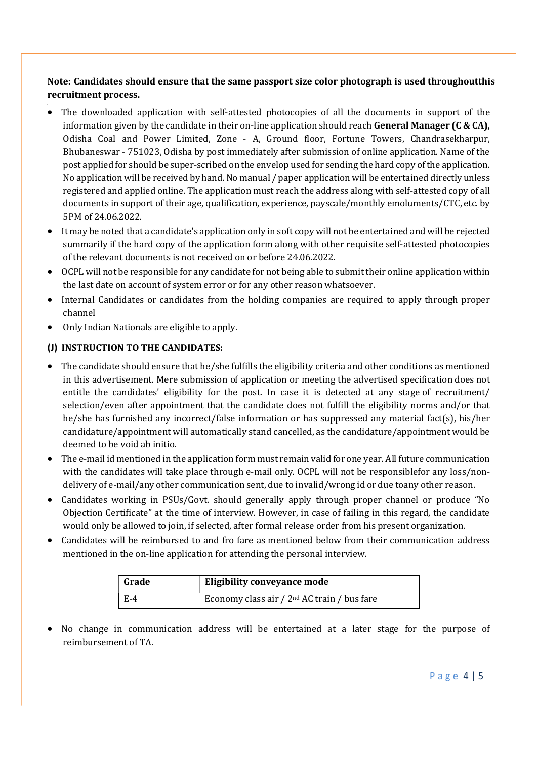**Note: Candidates should ensure that the same passport size color photograph is used throughoutthis recruitment process.**

- The downloaded application with self-attested photocopies of all the documents in support of the information given by the candidate in their on-line application should reach **General Manager (C & CA),** Odisha Coal and Power Limited, Zone - A, Ground floor, Fortune Towers, Chandrasekharpur, Bhubaneswar - 751023, Odisha by post immediately after submission of online application. Name of the post applied for should be super-scribed on the envelop used for sending the hard copy of the application. No application will be received by hand. No manual / paper application will be entertained directly unless registered and applied online. The application must reach the address along with self-attested copy of all documents in support of their age, qualification, experience, payscale/monthly emoluments/CTC, etc. by 5PM of 24.06.2022.
- It may be noted that a candidate's application only in soft copy will not be entertained and will be rejected summarily if the hard copy of the application form along with other requisite self-attested photocopies of the relevant documents is not received on or before 24.06.2022.
- OCPL will not be responsible for any candidate for not being able to submit their online application within the last date on account of system error or for any other reason whatsoever.
- Internal Candidates or candidates from the holding companies are required to apply through proper channel
- Only Indian Nationals are eligible to apply.

## (J) INSTRUCTION TO THE CANDIDATES:

- The candidate should ensure that he/she fulfills the eligibility criteria and other conditions as mentioned in this advertisement. Mere submission of application or meeting the advertised specification does not entitle the candidates' eligibility for the post. In case it is detected at any stage of recruitment/ selection/even after appointment that the candidate does not fulfill the eligibility norms and/or that he/she has furnished any incorrect/false information or has suppressed any material fact(s), his/her candidature/appointment will automatically stand cancelled, as the candidature/appointment would be deemed to be void ab initio.
- The e-mail id mentioned in the application form must remain valid for one year. All future communication with the candidates will take place through e-mail only. OCPL will not be responsiblefor any loss/non-delivery of e-mail/any other communication sent, due to invalid/wrong id or due toany other reason.
- Candidates working in PSUs/Govt. should generally apply through proper channel or produce "No Objection Certificate" at the time of interview. However, in case of failing in this regard, the candidate would only be allowed to join, if selected, after formal release order from his present organization.
- Candidates will be reimbursed to and fro fare as mentioned below from their communication address mentioned in the on-line application for attending the personal interview.

| Grade | Eligibility conveyance mode |
|---|---|
| E-4 | Economy class air / 2nd AC train / bus fare |

- No change in communication address will be entertained at a later stage for the purpose of reimbursement of TA.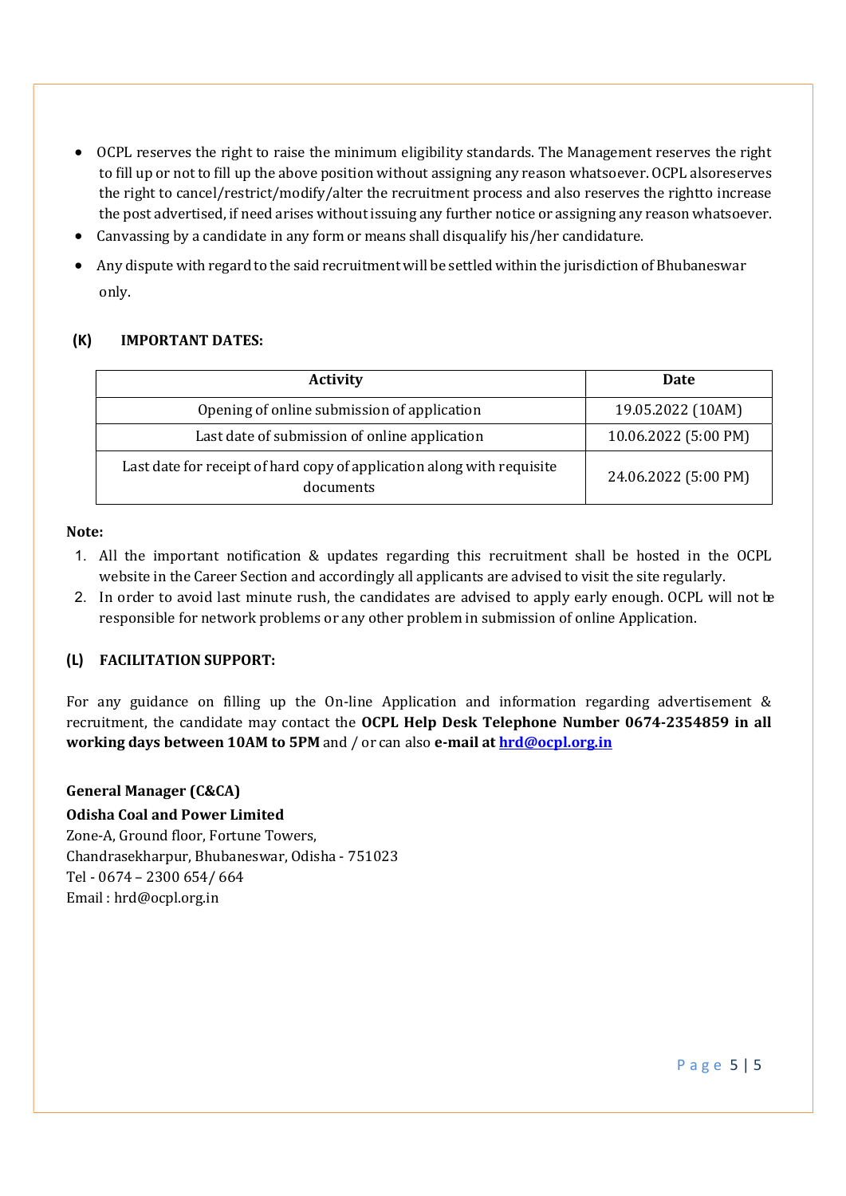- OCPL reserves the right to raise the minimum eligibility standards. The Management reserves the right to fill up or not to fill up the above position without assigning any reason whatsoever. OCPL alsoreserves the right to cancel/restrict/modify/alter the recruitment process and also reserves the rightto increase the post advertised, if need arises without issuing any further notice or assigning any reason whatsoever.
- Canvassing by a candidate in any form or means shall disqualify his/her candidature.
- Any dispute with regard to the said recruitment will be settled within the jurisdiction of Bhubaneswar only.

## (K) IMPORTANT DATES:

| Activity | Date |
|---|---|
| Opening of online submission of application | 19.05.2022 (10AM) |
| Last date of submission of online application | 10.06.2022 (5:00 PM) |
| Last date for receipt of hard copy of application along with requisite documents | 24.06.2022 (5:00 PM) |

**Note:**

1. All the important notification & updates regarding this recruitment shall be hosted in the OCPL website in the Career Section and accordingly all applicants are advised to visit the site regularly.
2. In order to avoid last minute rush, the candidates are advised to apply early enough. OCPL will not be responsible for network problems or any other problem in submission of online Application.

## (L) FACILITATION SUPPORT:

For any guidance on filling up the On-line Application and information regarding advertisement & recruitment, the candidate may contact the **OCPL Help Desk Telephone Number 0674-2354859 in all working days between 10AM to 5PM** and / or can also **e-mail at hrd@ocpl.org.in**

**General Manager (C&CA)**

**Odisha Coal and Power Limited**
Zone-A, Ground floor, Fortune Towers,
Chandrasekharpur, Bhubaneswar, Odisha - 751023
Tel - 0674 – 2300 654/ 664
Email : hrd@ocpl.org.in